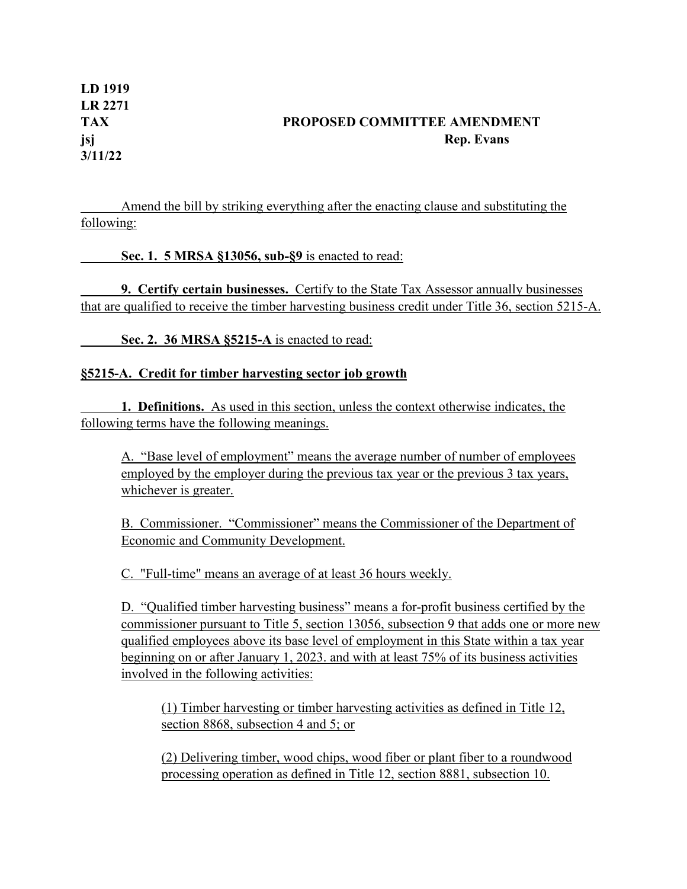**LD 1919**
**LR 2271**
**TAX** **PROPOSED COMMITTEE AMENDMENT**
**jsj** **Rep. Evans**
**3/11/22**

Amend the bill by striking everything after the enacting clause and substituting the following:

**Sec. 1. 5 MRSA §13056, sub-§9** is enacted to read:

**9. Certify certain businesses.** Certify to the State Tax Assessor annually businesses that are qualified to receive the timber harvesting business credit under Title 36, section 5215-A.

**Sec. 2. 36 MRSA §5215-A** is enacted to read:

**§5215-A. Credit for timber harvesting sector job growth**

**1. Definitions.** As used in this section, unless the context otherwise indicates, the following terms have the following meanings.

A. "Base level of employment" means the average number of number of employees employed by the employer during the previous tax year or the previous 3 tax years, whichever is greater.

B. Commissioner. "Commissioner" means the Commissioner of the Department of Economic and Community Development.

C. "Full-time" means an average of at least 36 hours weekly.

D. "Qualified timber harvesting business" means a for-profit business certified by the commissioner pursuant to Title 5, section 13056, subsection 9 that adds one or more new qualified employees above its base level of employment in this State within a tax year beginning on or after January 1, 2023. and with at least 75% of its business activities involved in the following activities:

(1) Timber harvesting or timber harvesting activities as defined in Title 12, section 8868, subsection 4 and 5; or

(2) Delivering timber, wood chips, wood fiber or plant fiber to a roundwood processing operation as defined in Title 12, section 8881, subsection 10.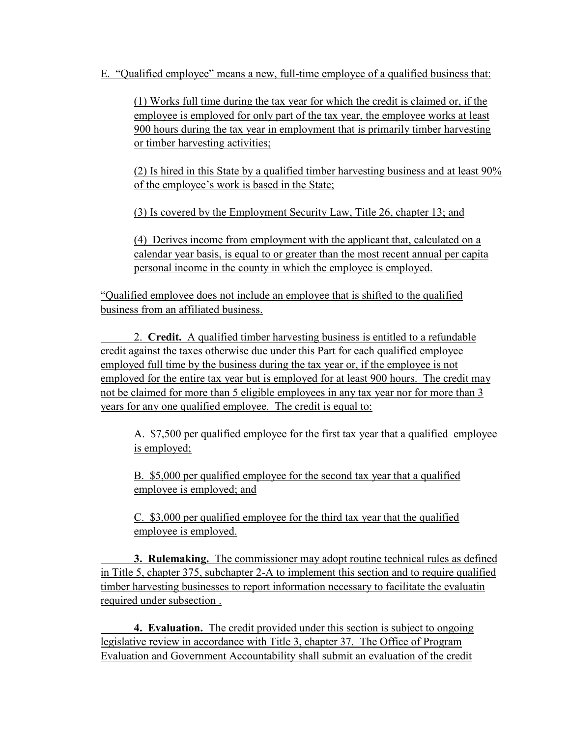E. "Qualified employee" means a new, full-time employee of a qualified business that:

(1) Works full time during the tax year for which the credit is claimed or, if the employee is employed for only part of the tax year, the employee works at least 900 hours during the tax year in employment that is primarily timber harvesting or timber harvesting activities;

(2) Is hired in this State by a qualified timber harvesting business and at least 90% of the employee's work is based in the State;

(3) Is covered by the Employment Security Law, Title 26, chapter 13; and

(4) Derives income from employment with the applicant that, calculated on a calendar year basis, is equal to or greater than the most recent annual per capita personal income in the county in which the employee is employed.

"Qualified employee does not include an employee that is shifted to the qualified business from an affiliated business.

2. **Credit.** A qualified timber harvesting business is entitled to a refundable credit against the taxes otherwise due under this Part for each qualified employee employed full time by the business during the tax year or, if the employee is not employed for the entire tax year but is employed for at least 900 hours. The credit may not be claimed for more than 5 eligible employees in any tax year nor for more than 3 years for any one qualified employee. The credit is equal to:

A. $7,500 per qualified employee for the first tax year that a qualified employee is employed;

B. $5,000 per qualified employee for the second tax year that a qualified employee is employed; and

C. $3,000 per qualified employee for the third tax year that the qualified employee is employed.

**3. Rulemaking.** The commissioner may adopt routine technical rules as defined in Title 5, chapter 375, subchapter 2-A to implement this section and to require qualified timber harvesting businesses to report information necessary to facilitate the evaluatin required under subsection .

**4. Evaluation.** The credit provided under this section is subject to ongoing legislative review in accordance with Title 3, chapter 37. The Office of Program Evaluation and Government Accountability shall submit an evaluation of the credit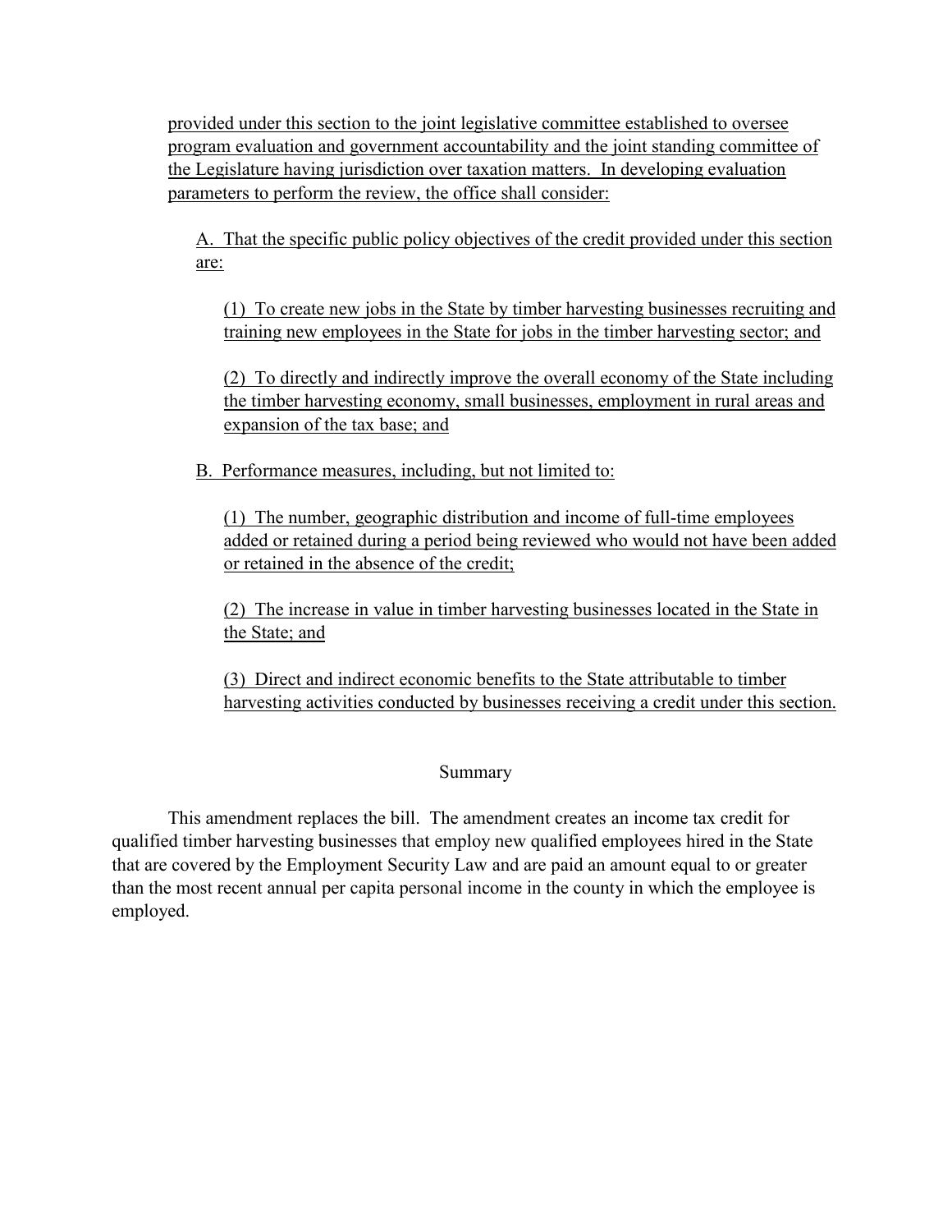provided under this section to the joint legislative committee established to oversee program evaluation and government accountability and the joint standing committee of the Legislature having jurisdiction over taxation matters. In developing evaluation parameters to perform the review, the office shall consider:

A. That the specific public policy objectives of the credit provided under this section are:

(1) To create new jobs in the State by timber harvesting businesses recruiting and training new employees in the State for jobs in the timber harvesting sector; and

(2) To directly and indirectly improve the overall economy of the State including the timber harvesting economy, small businesses, employment in rural areas and expansion of the tax base; and

B. Performance measures, including, but not limited to:

(1) The number, geographic distribution and income of full-time employees added or retained during a period being reviewed who would not have been added or retained in the absence of the credit;

(2) The increase in value in timber harvesting businesses located in the State in the State; and

(3) Direct and indirect economic benefits to the State attributable to timber harvesting activities conducted by businesses receiving a credit under this section.

## Summary

This amendment replaces the bill. The amendment creates an income tax credit for qualified timber harvesting businesses that employ new qualified employees hired in the State that are covered by the Employment Security Law and are paid an amount equal to or greater than the most recent annual per capita personal income in the county in which the employee is employed.